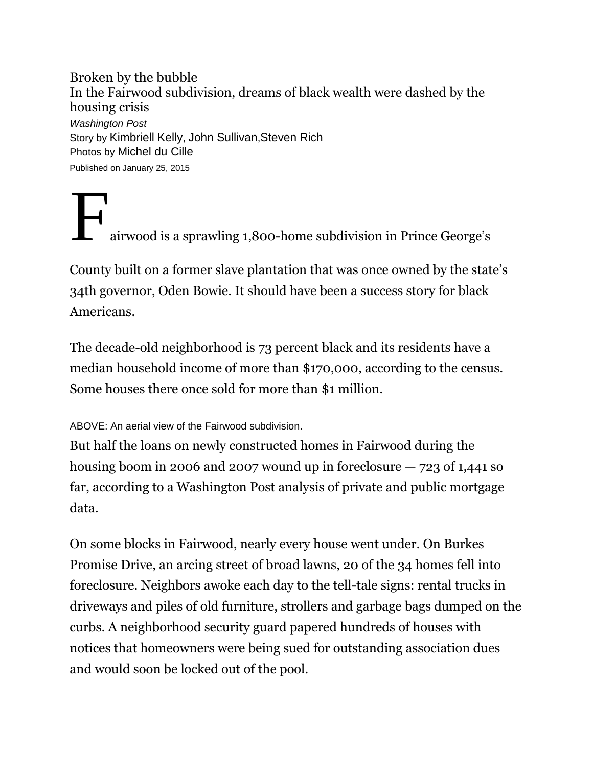# Broken by the bubble

## In the Fairwood subdivision, dreams of black wealth were dashed by the housing crisis

*Washington Post*

Story by Kimbriell Kelly, John Sullivan, Steven Rich

Photos by Michel du Cille

Published on January 25, 2015

Fairwood is a sprawling 1,800-home subdivision in Prince George's County built on a former slave plantation that was once owned by the state's 34th governor, Oden Bowie. It should have been a success story for black Americans.

The decade-old neighborhood is 73 percent black and its residents have a median household income of more than $170,000, according to the census. Some houses there once sold for more than $1 million.

ABOVE: An aerial view of the Fairwood subdivision.

But half the loans on newly constructed homes in Fairwood during the housing boom in 2006 and 2007 wound up in foreclosure — 723 of 1,441 so far, according to a Washington Post analysis of private and public mortgage data.

On some blocks in Fairwood, nearly every house went under. On Burkes Promise Drive, an arcing street of broad lawns, 20 of the 34 homes fell into foreclosure. Neighbors awoke each day to the tell-tale signs: rental trucks in driveways and piles of old furniture, strollers and garbage bags dumped on the curbs. A neighborhood security guard papered hundreds of houses with notices that homeowners were being sued for outstanding association dues and would soon be locked out of the pool.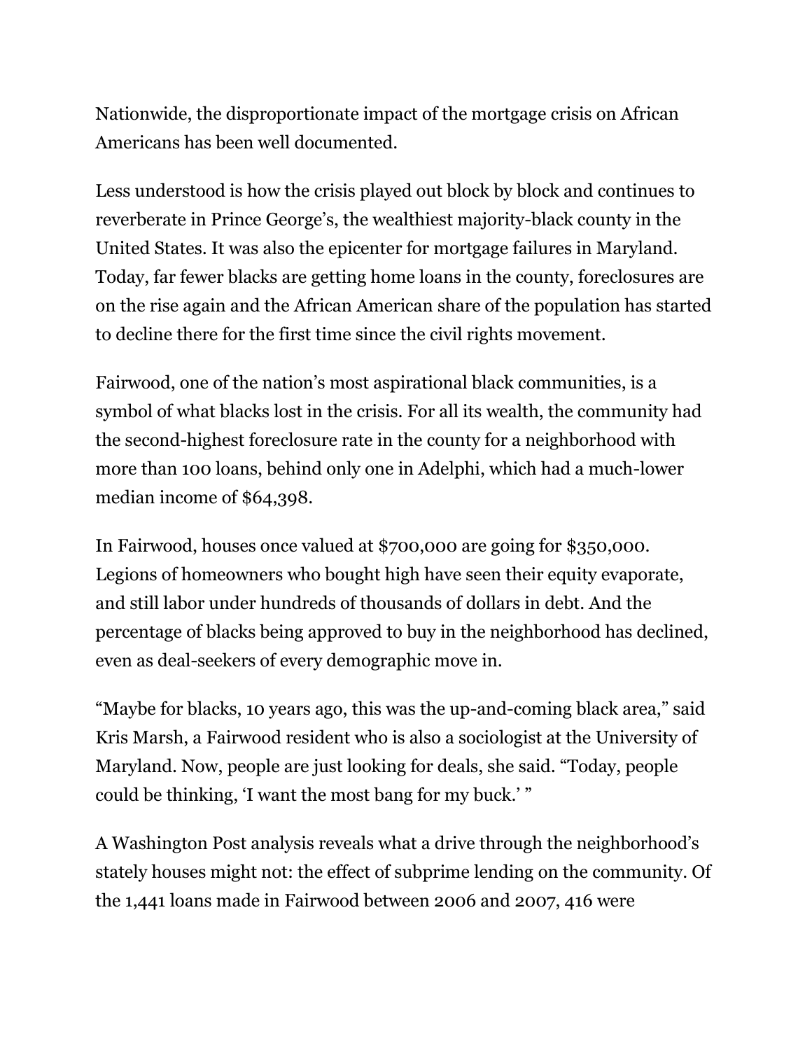Nationwide, the disproportionate impact of the mortgage crisis on African Americans has been well documented.

Less understood is how the crisis played out block by block and continues to reverberate in Prince George's, the wealthiest majority-black county in the United States. It was also the epicenter for mortgage failures in Maryland. Today, far fewer blacks are getting home loans in the county, foreclosures are on the rise again and the African American share of the population has started to decline there for the first time since the civil rights movement.

Fairwood, one of the nation's most aspirational black communities, is a symbol of what blacks lost in the crisis. For all its wealth, the community had the second-highest foreclosure rate in the county for a neighborhood with more than 100 loans, behind only one in Adelphi, which had a much-lower median income of $64,398.

In Fairwood, houses once valued at $700,000 are going for $350,000. Legions of homeowners who bought high have seen their equity evaporate, and still labor under hundreds of thousands of dollars in debt. And the percentage of blacks being approved to buy in the neighborhood has declined, even as deal-seekers of every demographic move in.

"Maybe for blacks, 10 years ago, this was the up-and-coming black area," said Kris Marsh, a Fairwood resident who is also a sociologist at the University of Maryland. Now, people are just looking for deals, she said. "Today, people could be thinking, 'I want the most bang for my buck.' "

A Washington Post analysis reveals what a drive through the neighborhood's stately houses might not: the effect of subprime lending on the community. Of the 1,441 loans made in Fairwood between 2006 and 2007, 416 were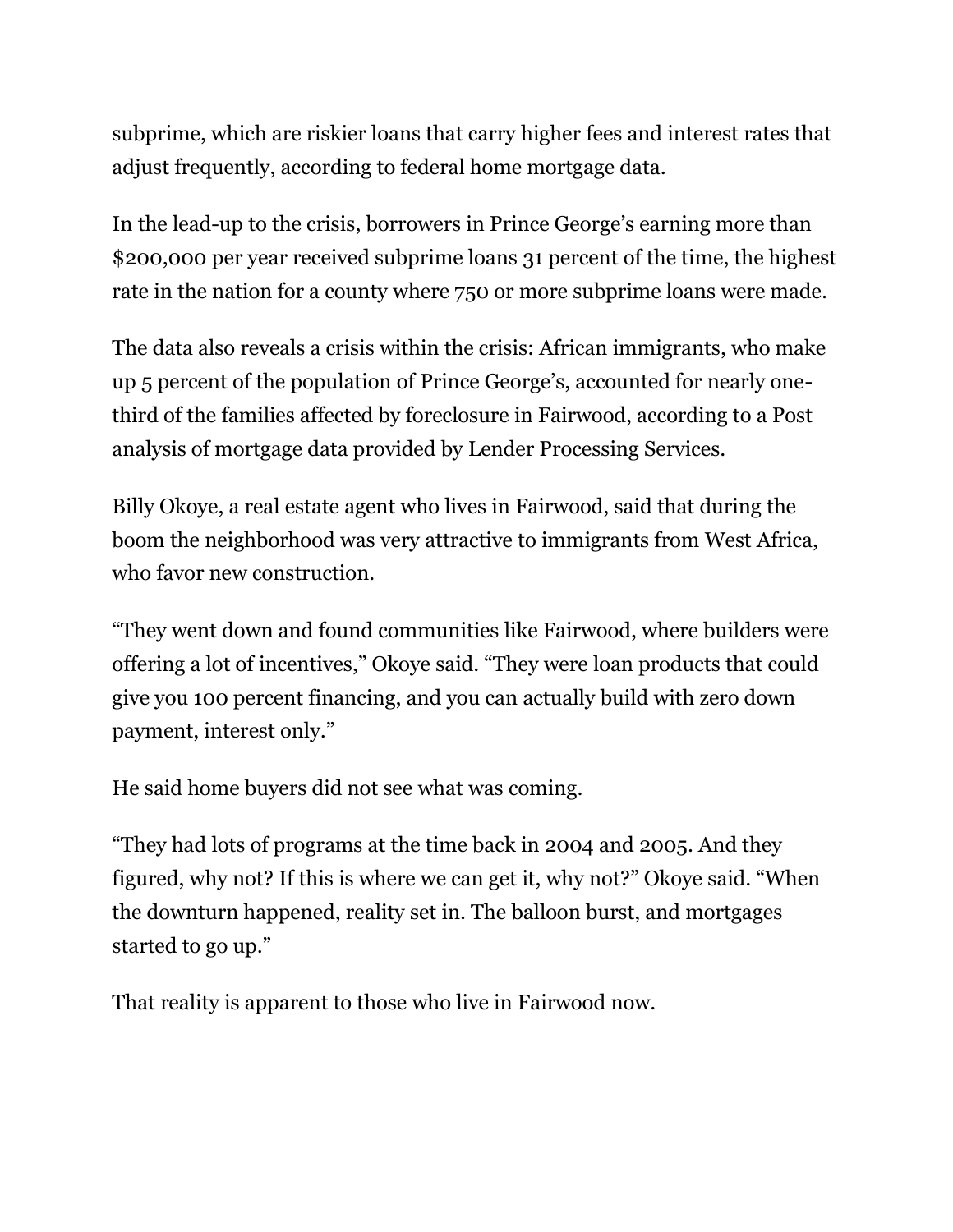subprime, which are riskier loans that carry higher fees and interest rates that adjust frequently, according to federal home mortgage data.

In the lead-up to the crisis, borrowers in Prince George's earning more than $200,000 per year received subprime loans 31 percent of the time, the highest rate in the nation for a county where 750 or more subprime loans were made.

The data also reveals a crisis within the crisis: African immigrants, who make up 5 percent of the population of Prince George's, accounted for nearly one-third of the families affected by foreclosure in Fairwood, according to a Post analysis of mortgage data provided by Lender Processing Services.

Billy Okoye, a real estate agent who lives in Fairwood, said that during the boom the neighborhood was very attractive to immigrants from West Africa, who favor new construction.

"They went down and found communities like Fairwood, where builders were offering a lot of incentives," Okoye said. "They were loan products that could give you 100 percent financing, and you can actually build with zero down payment, interest only."

He said home buyers did not see what was coming.

"They had lots of programs at the time back in 2004 and 2005. And they figured, why not? If this is where we can get it, why not?" Okoye said. "When the downturn happened, reality set in. The balloon burst, and mortgages started to go up."

That reality is apparent to those who live in Fairwood now.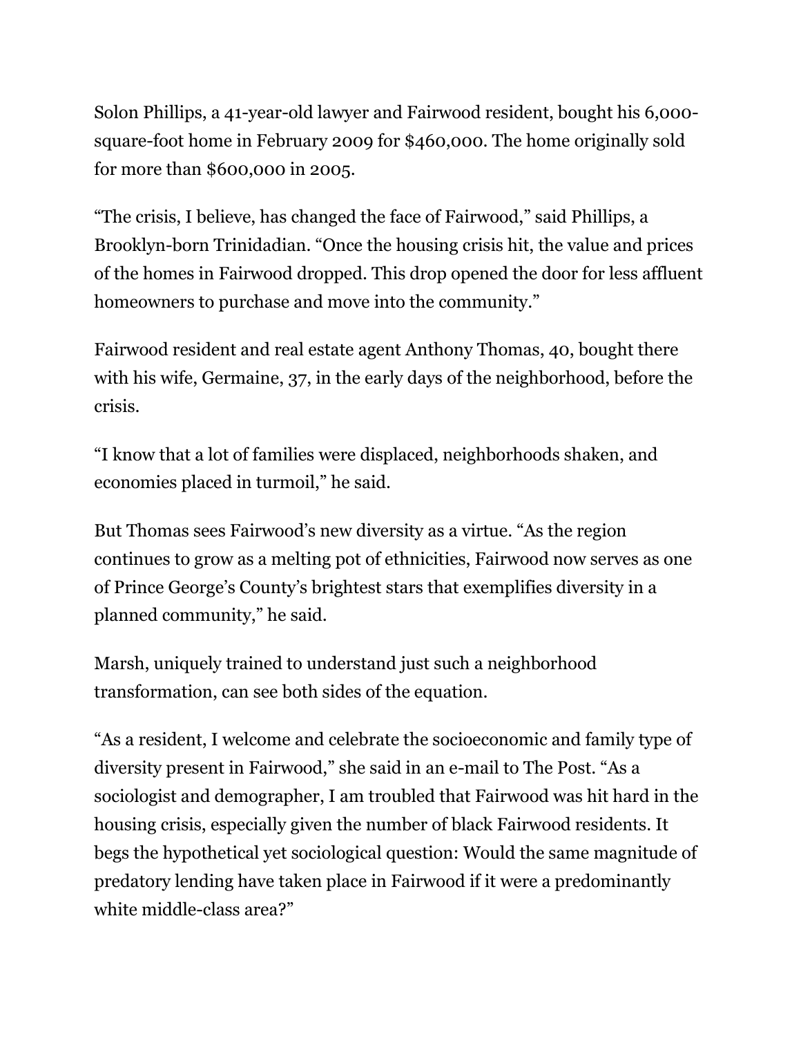Solon Phillips, a 41-year-old lawyer and Fairwood resident, bought his 6,000-square-foot home in February 2009 for $460,000. The home originally sold for more than $600,000 in 2005.

“The crisis, I believe, has changed the face of Fairwood,” said Phillips, a Brooklyn-born Trinidadian. “Once the housing crisis hit, the value and prices of the homes in Fairwood dropped. This drop opened the door for less affluent homeowners to purchase and move into the community.”

Fairwood resident and real estate agent Anthony Thomas, 40, bought there with his wife, Germaine, 37, in the early days of the neighborhood, before the crisis.

“I know that a lot of families were displaced, neighborhoods shaken, and economies placed in turmoil,” he said.

But Thomas sees Fairwood’s new diversity as a virtue. “As the region continues to grow as a melting pot of ethnicities, Fairwood now serves as one of Prince George’s County’s brightest stars that exemplifies diversity in a planned community,” he said.

Marsh, uniquely trained to understand just such a neighborhood transformation, can see both sides of the equation.

“As a resident, I welcome and celebrate the socioeconomic and family type of diversity present in Fairwood,” she said in an e-mail to The Post. “As a sociologist and demographer, I am troubled that Fairwood was hit hard in the housing crisis, especially given the number of black Fairwood residents. It begs the hypothetical yet sociological question: Would the same magnitude of predatory lending have taken place in Fairwood if it were a predominantly white middle-class area?”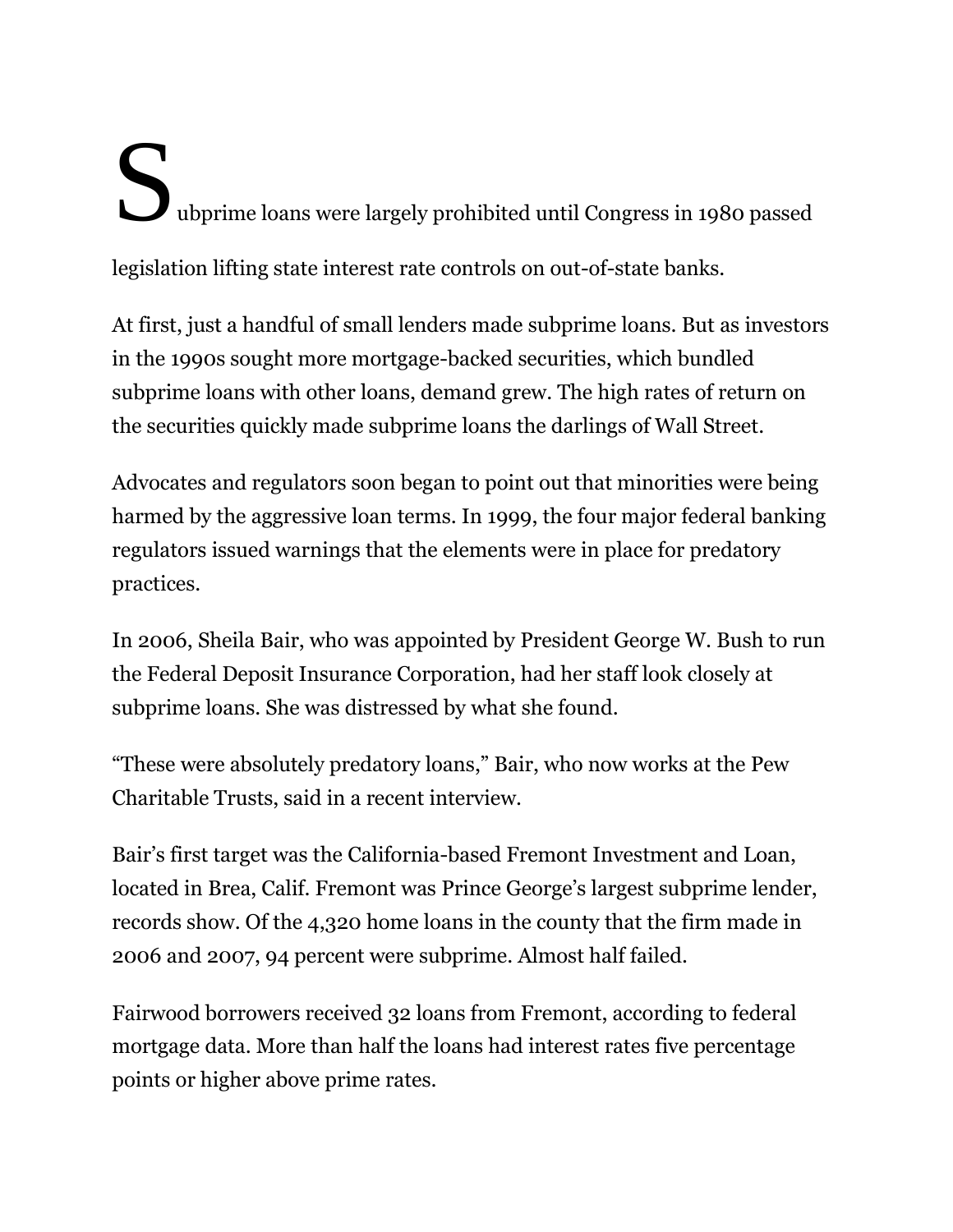Subprime loans were largely prohibited until Congress in 1980 passed legislation lifting state interest rate controls on out-of-state banks.

At first, just a handful of small lenders made subprime loans. But as investors in the 1990s sought more mortgage-backed securities, which bundled subprime loans with other loans, demand grew. The high rates of return on the securities quickly made subprime loans the darlings of Wall Street.

Advocates and regulators soon began to point out that minorities were being harmed by the aggressive loan terms. In 1999, the four major federal banking regulators issued warnings that the elements were in place for predatory practices.

In 2006, Sheila Bair, who was appointed by President George W. Bush to run the Federal Deposit Insurance Corporation, had her staff look closely at subprime loans. She was distressed by what she found.

“These were absolutely predatory loans,” Bair, who now works at the Pew Charitable Trusts, said in a recent interview.

Bair’s first target was the California-based Fremont Investment and Loan, located in Brea, Calif. Fremont was Prince George’s largest subprime lender, records show. Of the 4,320 home loans in the county that the firm made in 2006 and 2007, 94 percent were subprime. Almost half failed.

Fairwood borrowers received 32 loans from Fremont, according to federal mortgage data. More than half the loans had interest rates five percentage points or higher above prime rates.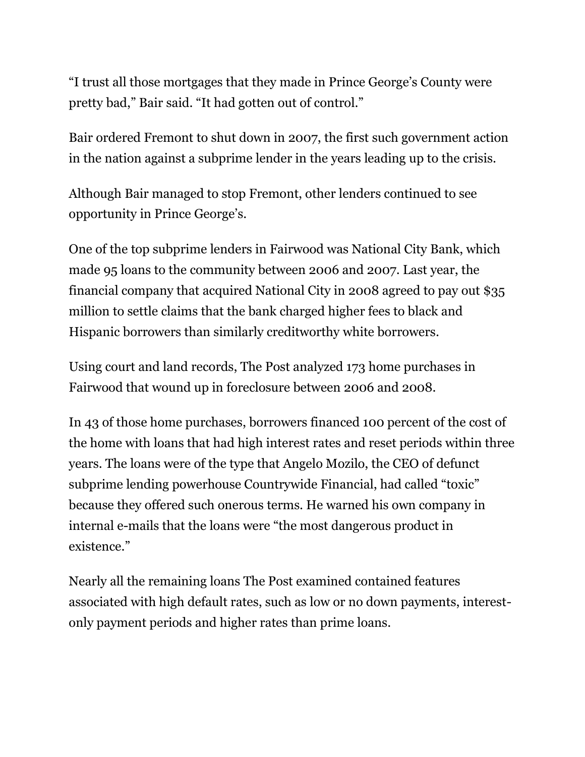"I trust all those mortgages that they made in Prince George's County were pretty bad," Bair said. "It had gotten out of control."

Bair ordered Fremont to shut down in 2007, the first such government action in the nation against a subprime lender in the years leading up to the crisis.

Although Bair managed to stop Fremont, other lenders continued to see opportunity in Prince George's.

One of the top subprime lenders in Fairwood was National City Bank, which made 95 loans to the community between 2006 and 2007. Last year, the financial company that acquired National City in 2008 agreed to pay out $35 million to settle claims that the bank charged higher fees to black and Hispanic borrowers than similarly creditworthy white borrowers.

Using court and land records, The Post analyzed 173 home purchases in Fairwood that wound up in foreclosure between 2006 and 2008.

In 43 of those home purchases, borrowers financed 100 percent of the cost of the home with loans that had high interest rates and reset periods within three years. The loans were of the type that Angelo Mozilo, the CEO of defunct subprime lending powerhouse Countrywide Financial, had called "toxic" because they offered such onerous terms. He warned his own company in internal e-mails that the loans were "the most dangerous product in existence."

Nearly all the remaining loans The Post examined contained features associated with high default rates, such as low or no down payments, interest-only payment periods and higher rates than prime loans.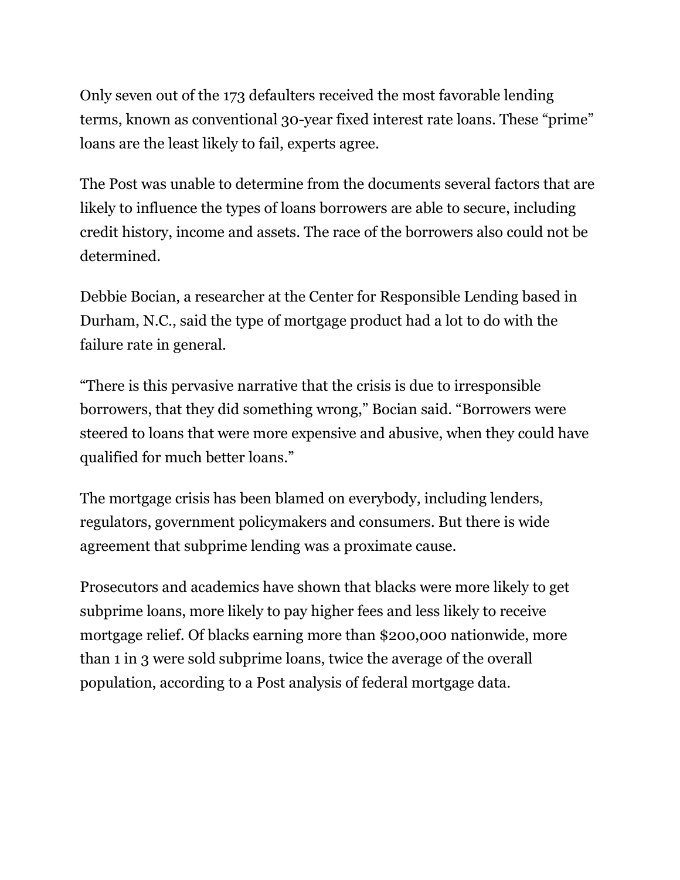Only seven out of the 173 defaulters received the most favorable lending terms, known as conventional 30-year fixed interest rate loans. These “prime” loans are the least likely to fail, experts agree.

The Post was unable to determine from the documents several factors that are likely to influence the types of loans borrowers are able to secure, including credit history, income and assets. The race of the borrowers also could not be determined.

Debbie Bocian, a researcher at the Center for Responsible Lending based in Durham, N.C., said the type of mortgage product had a lot to do with the failure rate in general.

“There is this pervasive narrative that the crisis is due to irresponsible borrowers, that they did something wrong,” Bocian said. “Borrowers were steered to loans that were more expensive and abusive, when they could have qualified for much better loans.”

The mortgage crisis has been blamed on everybody, including lenders, regulators, government policymakers and consumers. But there is wide agreement that subprime lending was a proximate cause.

Prosecutors and academics have shown that blacks were more likely to get subprime loans, more likely to pay higher fees and less likely to receive mortgage relief. Of blacks earning more than $200,000 nationwide, more than 1 in 3 were sold subprime loans, twice the average of the overall population, according to a Post analysis of federal mortgage data.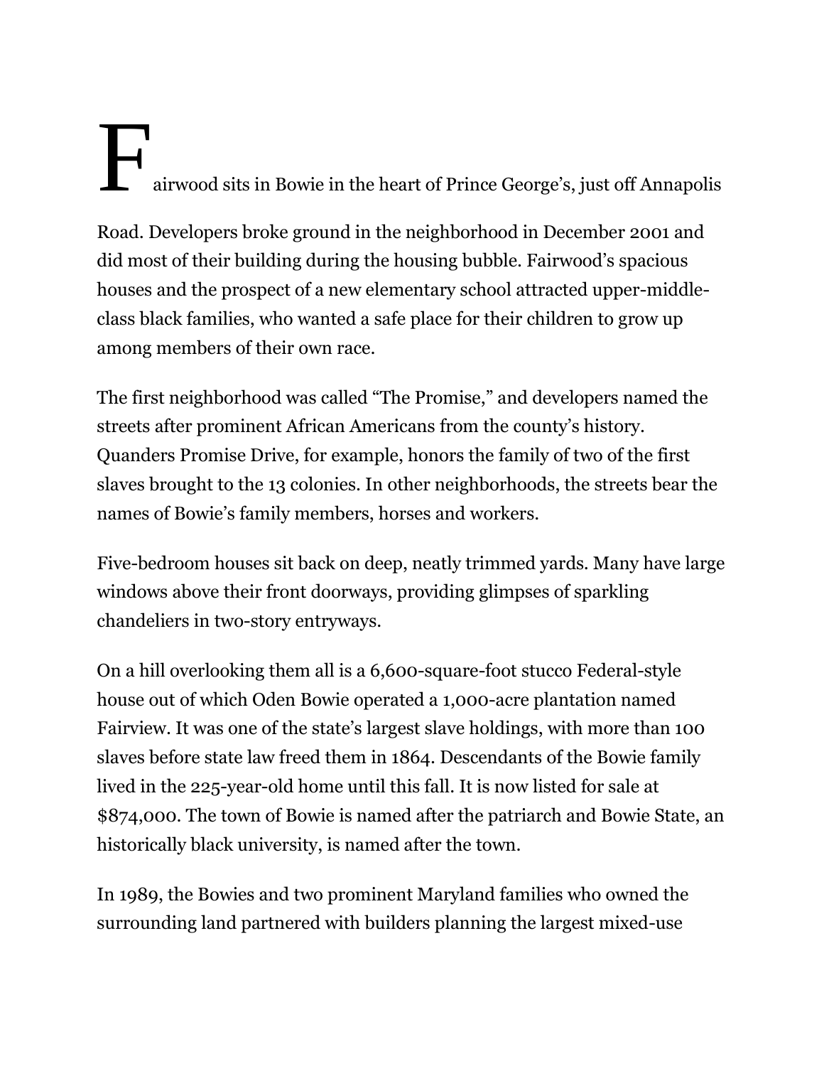Fairwood sits in Bowie in the heart of Prince George's, just off Annapolis Road. Developers broke ground in the neighborhood in December 2001 and did most of their building during the housing bubble. Fairwood's spacious houses and the prospect of a new elementary school attracted upper-middle-class black families, who wanted a safe place for their children to grow up among members of their own race.

The first neighborhood was called "The Promise," and developers named the streets after prominent African Americans from the county's history. Quanders Promise Drive, for example, honors the family of two of the first slaves brought to the 13 colonies. In other neighborhoods, the streets bear the names of Bowie's family members, horses and workers.

Five-bedroom houses sit back on deep, neatly trimmed yards. Many have large windows above their front doorways, providing glimpses of sparkling chandeliers in two-story entryways.

On a hill overlooking them all is a 6,600-square-foot stucco Federal-style house out of which Oden Bowie operated a 1,000-acre plantation named Fairview. It was one of the state's largest slave holdings, with more than 100 slaves before state law freed them in 1864. Descendants of the Bowie family lived in the 225-year-old home until this fall. It is now listed for sale at $874,000. The town of Bowie is named after the patriarch and Bowie State, an historically black university, is named after the town.

In 1989, the Bowies and two prominent Maryland families who owned the surrounding land partnered with builders planning the largest mixed-use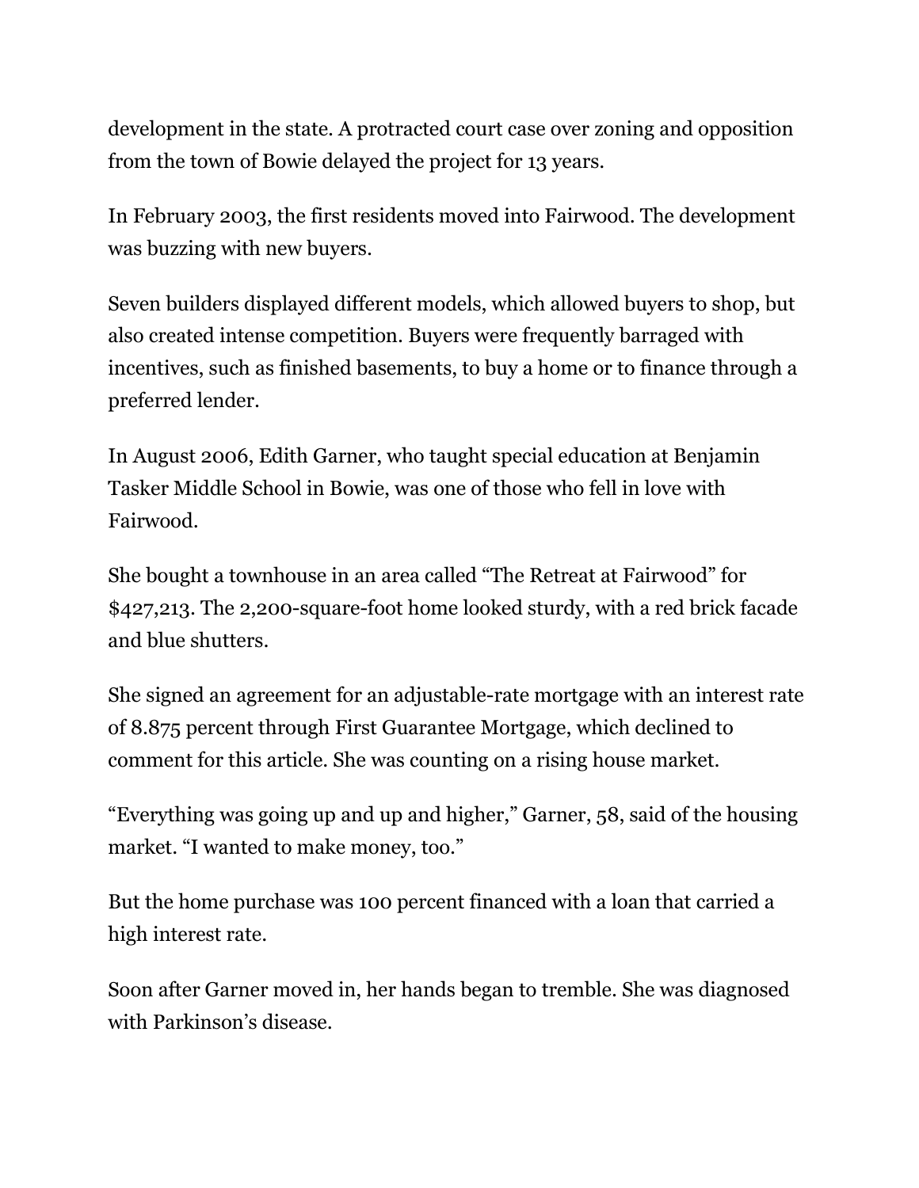development in the state. A protracted court case over zoning and opposition from the town of Bowie delayed the project for 13 years.

In February 2003, the first residents moved into Fairwood. The development was buzzing with new buyers.

Seven builders displayed different models, which allowed buyers to shop, but also created intense competition. Buyers were frequently barraged with incentives, such as finished basements, to buy a home or to finance through a preferred lender.

In August 2006, Edith Garner, who taught special education at Benjamin Tasker Middle School in Bowie, was one of those who fell in love with Fairwood.

She bought a townhouse in an area called "The Retreat at Fairwood" for $427,213. The 2,200-square-foot home looked sturdy, with a red brick facade and blue shutters.

She signed an agreement for an adjustable-rate mortgage with an interest rate of 8.875 percent through First Guarantee Mortgage, which declined to comment for this article. She was counting on a rising house market.

"Everything was going up and up and higher," Garner, 58, said of the housing market. "I wanted to make money, too."

But the home purchase was 100 percent financed with a loan that carried a high interest rate.

Soon after Garner moved in, her hands began to tremble. She was diagnosed with Parkinson's disease.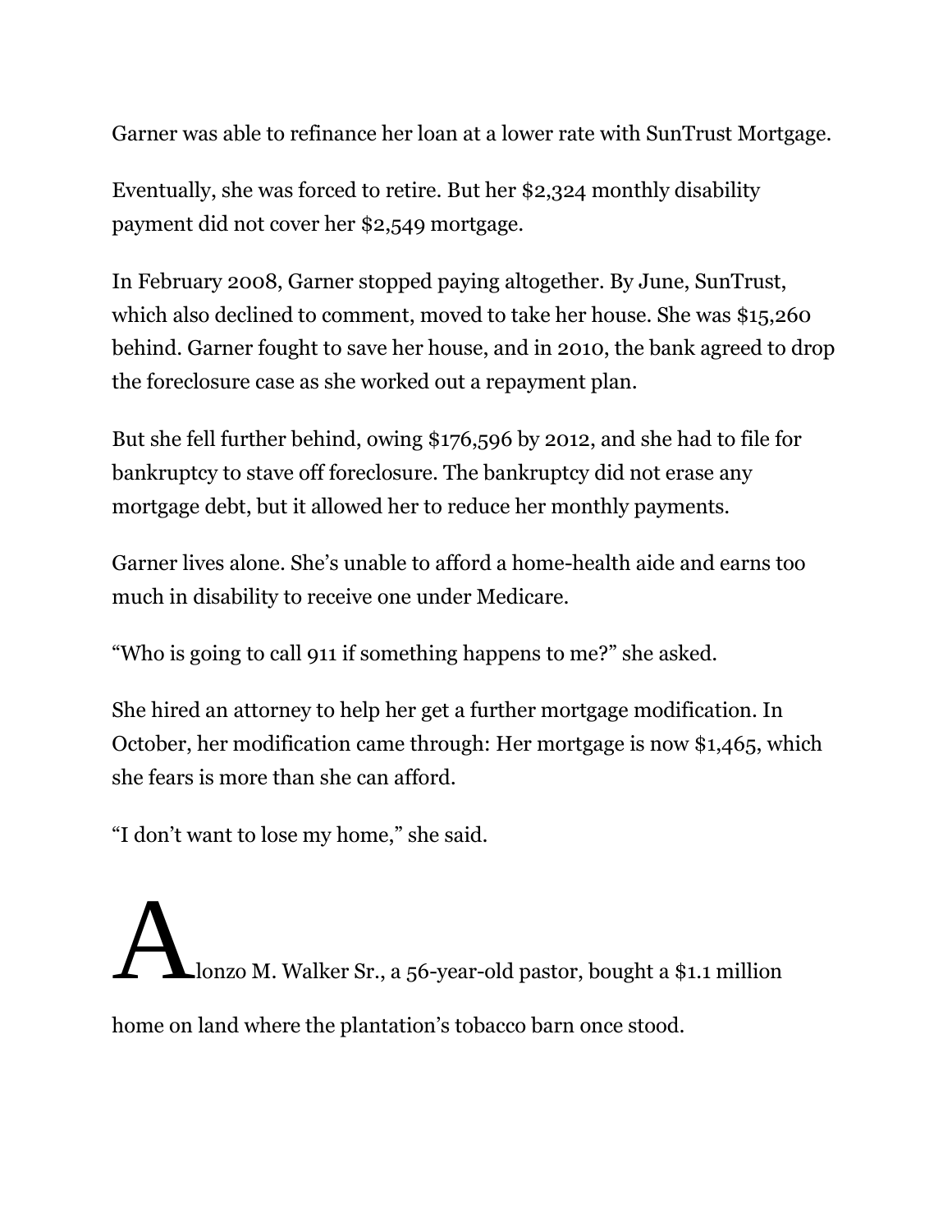Garner was able to refinance her loan at a lower rate with SunTrust Mortgage.

Eventually, she was forced to retire. But her $2,324 monthly disability payment did not cover her $2,549 mortgage.

In February 2008, Garner stopped paying altogether. By June, SunTrust, which also declined to comment, moved to take her house. She was $15,260 behind. Garner fought to save her house, and in 2010, the bank agreed to drop the foreclosure case as she worked out a repayment plan.

But she fell further behind, owing $176,596 by 2012, and she had to file for bankruptcy to stave off foreclosure. The bankruptcy did not erase any mortgage debt, but it allowed her to reduce her monthly payments.

Garner lives alone. She's unable to afford a home-health aide and earns too much in disability to receive one under Medicare.

"Who is going to call 911 if something happens to me?" she asked.

She hired an attorney to help her get a further mortgage modification. In October, her modification came through: Her mortgage is now $1,465, which she fears is more than she can afford.

"I don't want to lose my home," she said.

Alonzo M. Walker Sr., a 56-year-old pastor, bought a $1.1 million home on land where the plantation's tobacco barn once stood.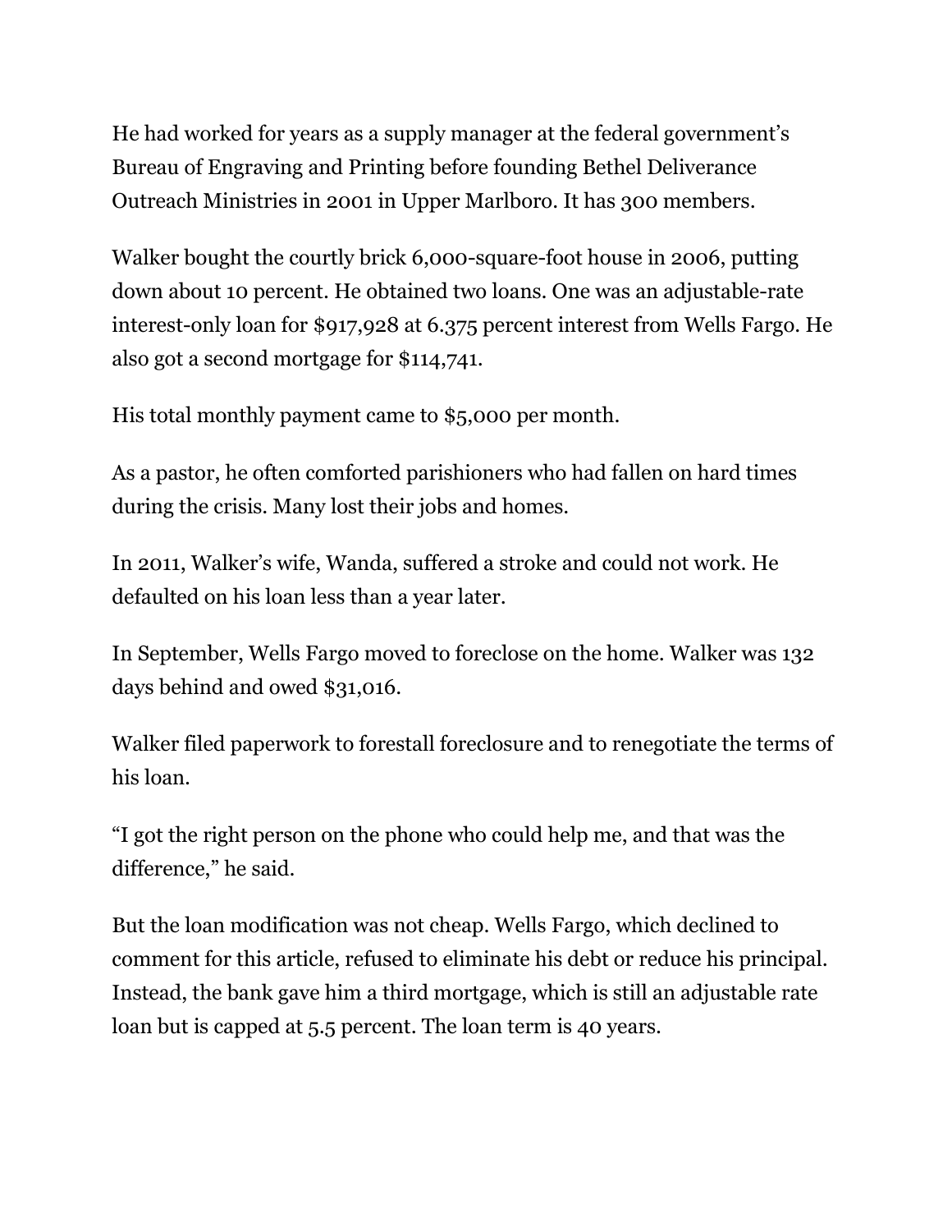He had worked for years as a supply manager at the federal government's Bureau of Engraving and Printing before founding Bethel Deliverance Outreach Ministries in 2001 in Upper Marlboro. It has 300 members.

Walker bought the courtly brick 6,000-square-foot house in 2006, putting down about 10 percent. He obtained two loans. One was an adjustable-rate interest-only loan for $917,928 at 6.375 percent interest from Wells Fargo. He also got a second mortgage for $114,741.

His total monthly payment came to $5,000 per month.

As a pastor, he often comforted parishioners who had fallen on hard times during the crisis. Many lost their jobs and homes.

In 2011, Walker's wife, Wanda, suffered a stroke and could not work. He defaulted on his loan less than a year later.

In September, Wells Fargo moved to foreclose on the home. Walker was 132 days behind and owed $31,016.

Walker filed paperwork to forestall foreclosure and to renegotiate the terms of his loan.

"I got the right person on the phone who could help me, and that was the difference," he said.

But the loan modification was not cheap. Wells Fargo, which declined to comment for this article, refused to eliminate his debt or reduce his principal. Instead, the bank gave him a third mortgage, which is still an adjustable rate loan but is capped at 5.5 percent. The loan term is 40 years.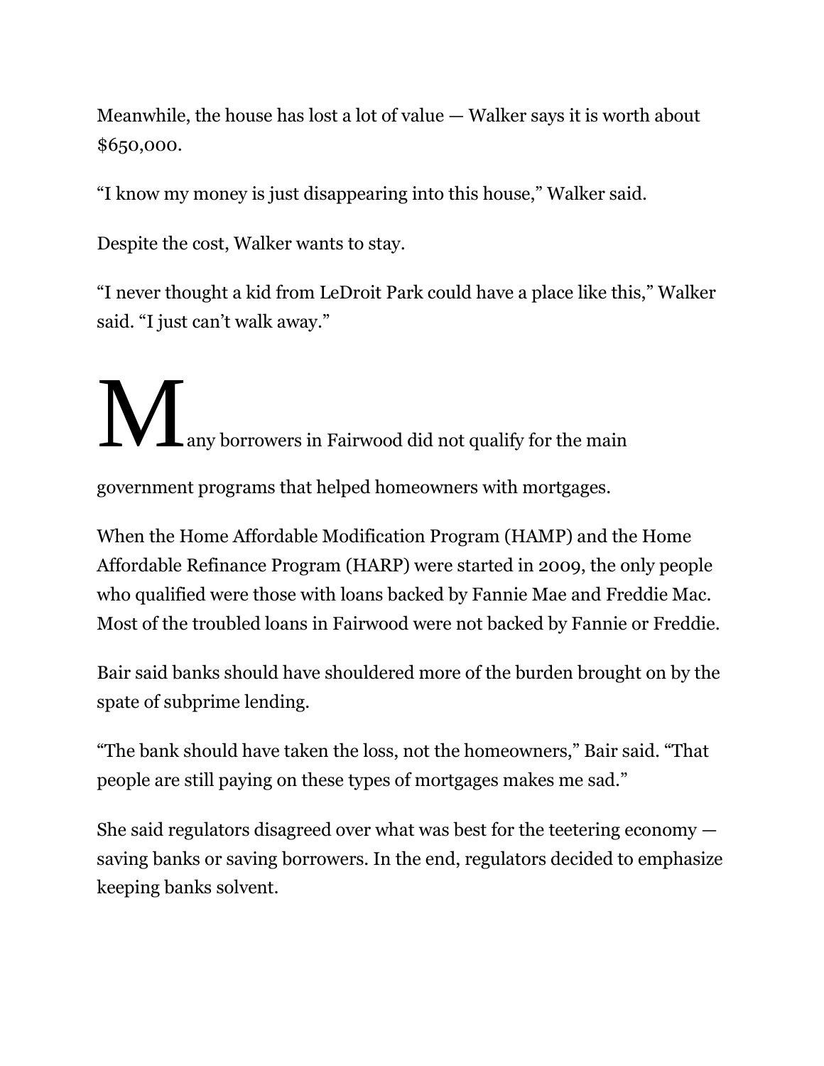Meanwhile, the house has lost a lot of value — Walker says it is worth about $650,000.

“I know my money is just disappearing into this house,” Walker said.

Despite the cost, Walker wants to stay.

“I never thought a kid from LeDroit Park could have a place like this,” Walker said. “I just can’t walk away.”

Many borrowers in Fairwood did not qualify for the main government programs that helped homeowners with mortgages.

When the Home Affordable Modification Program (HAMP) and the Home Affordable Refinance Program (HARP) were started in 2009, the only people who qualified were those with loans backed by Fannie Mae and Freddie Mac. Most of the troubled loans in Fairwood were not backed by Fannie or Freddie.

Bair said banks should have shouldered more of the burden brought on by the spate of subprime lending.

“The bank should have taken the loss, not the homeowners,” Bair said. “That people are still paying on these types of mortgages makes me sad.”

She said regulators disagreed over what was best for the teetering economy — saving banks or saving borrowers. In the end, regulators decided to emphasize keeping banks solvent.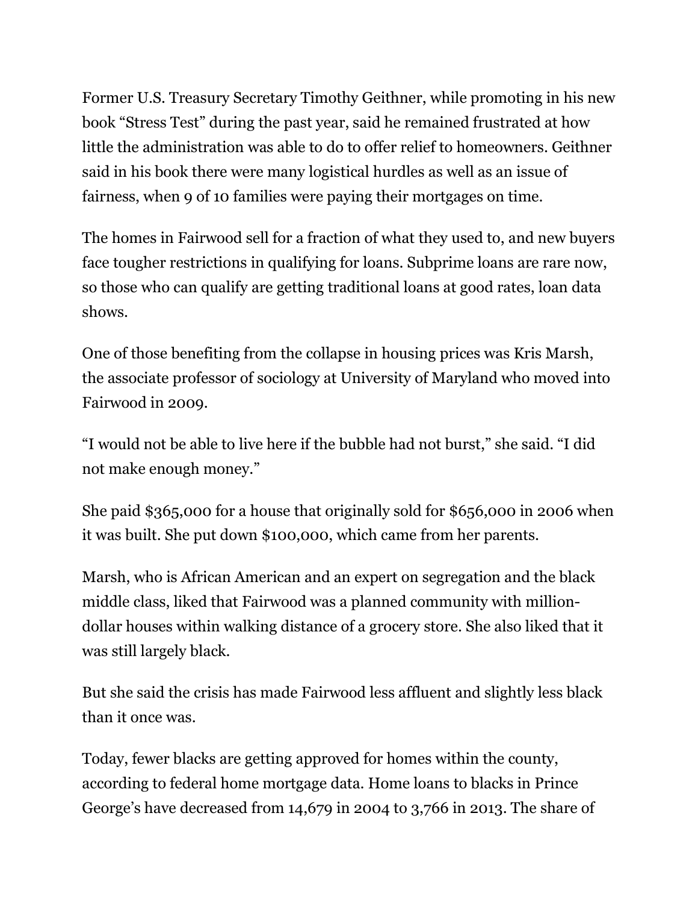Former U.S. Treasury Secretary Timothy Geithner, while promoting in his new book “Stress Test” during the past year, said he remained frustrated at how little the administration was able to do to offer relief to homeowners. Geithner said in his book there were many logistical hurdles as well as an issue of fairness, when 9 of 10 families were paying their mortgages on time.

The homes in Fairwood sell for a fraction of what they used to, and new buyers face tougher restrictions in qualifying for loans. Subprime loans are rare now, so those who can qualify are getting traditional loans at good rates, loan data shows.

One of those benefiting from the collapse in housing prices was Kris Marsh, the associate professor of sociology at University of Maryland who moved into Fairwood in 2009.

“I would not be able to live here if the bubble had not burst,” she said. “I did not make enough money.”

She paid $365,000 for a house that originally sold for $656,000 in 2006 when it was built. She put down $100,000, which came from her parents.

Marsh, who is African American and an expert on segregation and the black middle class, liked that Fairwood was a planned community with million-dollar houses within walking distance of a grocery store. She also liked that it was still largely black.

But she said the crisis has made Fairwood less affluent and slightly less black than it once was.

Today, fewer blacks are getting approved for homes within the county, according to federal home mortgage data. Home loans to blacks in Prince George’s have decreased from 14,679 in 2004 to 3,766 in 2013. The share of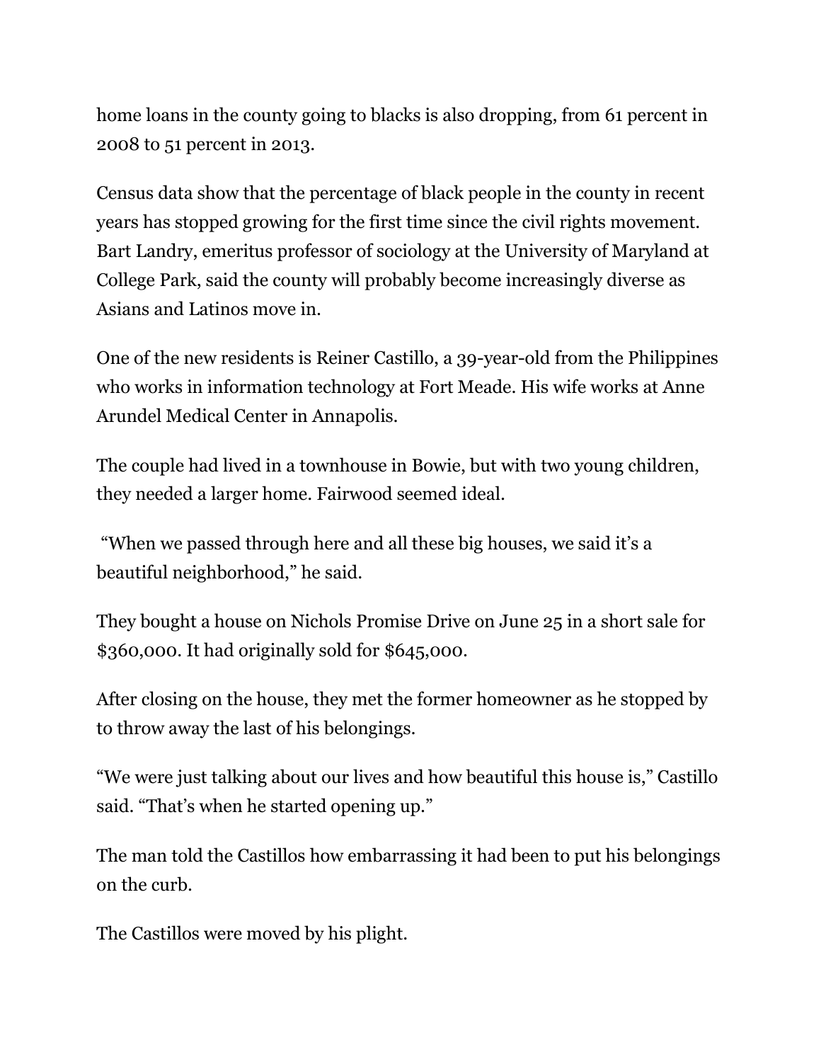home loans in the county going to blacks is also dropping, from 61 percent in 2008 to 51 percent in 2013.

Census data show that the percentage of black people in the county in recent years has stopped growing for the first time since the civil rights movement. Bart Landry, emeritus professor of sociology at the University of Maryland at College Park, said the county will probably become increasingly diverse as Asians and Latinos move in.

One of the new residents is Reiner Castillo, a 39-year-old from the Philippines who works in information technology at Fort Meade. His wife works at Anne Arundel Medical Center in Annapolis.

The couple had lived in a townhouse in Bowie, but with two young children, they needed a larger home. Fairwood seemed ideal.

"When we passed through here and all these big houses, we said it's a beautiful neighborhood," he said.

They bought a house on Nichols Promise Drive on June 25 in a short sale for $360,000. It had originally sold for $645,000.

After closing on the house, they met the former homeowner as he stopped by to throw away the last of his belongings.

"We were just talking about our lives and how beautiful this house is," Castillo said. "That's when he started opening up."

The man told the Castillos how embarrassing it had been to put his belongings on the curb.

The Castillos were moved by his plight.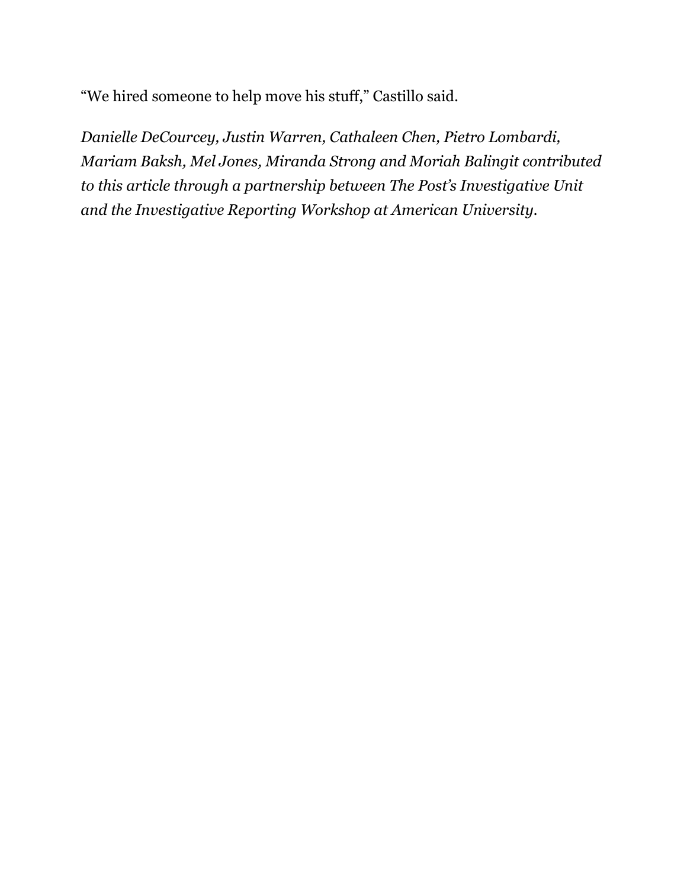"We hired someone to help move his stuff," Castillo said.

*Danielle DeCourcey, Justin Warren, Cathaleen Chen, Pietro Lombardi, Mariam Baksh, Mel Jones, Miranda Strong and Moriah Balingit contributed to this article through a partnership between The Post's Investigative Unit and the Investigative Reporting Workshop at American University.*